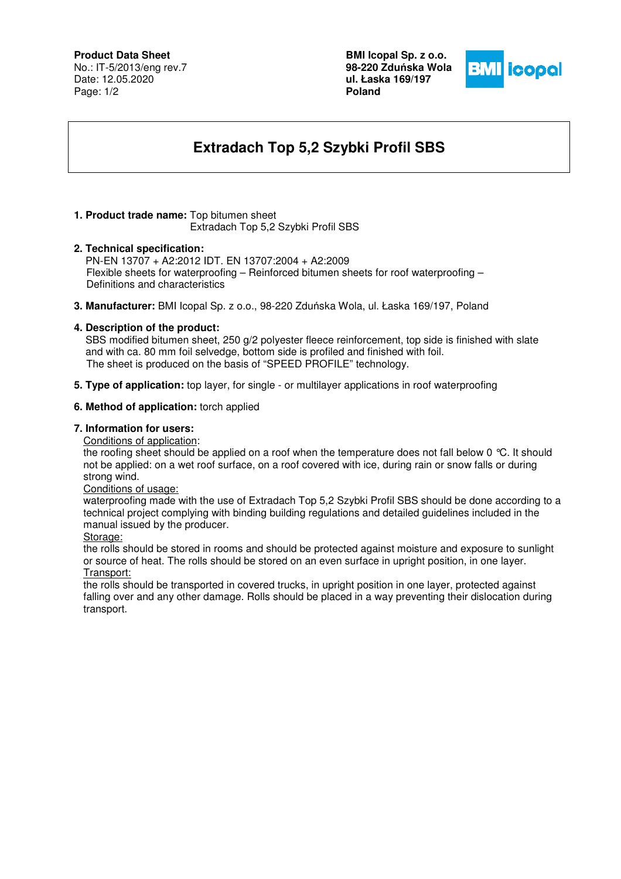**Product Data Sheet**
No.: IT-5/2013/eng rev.7
Date: 12.05.2020

**BMI Icopal Sp. z o.o.**
**98-220 Zduńska Wola**
**ul. Łaska 169/197**
**Poland**

# Extradach Top 5,2 Szybki Profil SBS

**1. Product trade name:** Top bitumen sheet
Extradach Top 5,2 Szybki Profil SBS

**2. Technical specification:**
PN-EN 13707 + A2:2012 IDT. EN 13707:2004 + A2:2009
Flexible sheets for waterproofing – Reinforced bitumen sheets for roof waterproofing – Definitions and characteristics

**3. Manufacturer:** BMI Icopal Sp. z o.o., 98-220 Zduńska Wola, ul. Łaska 169/197, Poland

**4. Description of the product:**
SBS modified bitumen sheet, 250 g/2 polyester fleece reinforcement, top side is finished with slate and with ca. 80 mm foil selvedge, bottom side is profiled and finished with foil.
The sheet is produced on the basis of "SPEED PROFILE" technology.

**5. Type of application:** top layer, for single - or multilayer applications in roof waterproofing

**6. Method of application:** torch applied

**7. Information for users:**

Conditions of application:
the roofing sheet should be applied on a roof when the temperature does not fall below 0 ℃. It should not be applied: on a wet roof surface, on a roof covered with ice, during rain or snow falls or during strong wind.

Conditions of usage:
waterproofing made with the use of Extradach Top 5,2 Szybki Profil SBS should be done according to a technical project complying with binding building regulations and detailed guidelines included in the manual issued by the producer.

Storage:
the rolls should be stored in rooms and should be protected against moisture and exposure to sunlight or source of heat. The rolls should be stored on an even surface in upright position, in one layer.

Transport:
the rolls should be transported in covered trucks, in upright position in one layer, protected against falling over and any other damage. Rolls should be placed in a way preventing their dislocation during transport.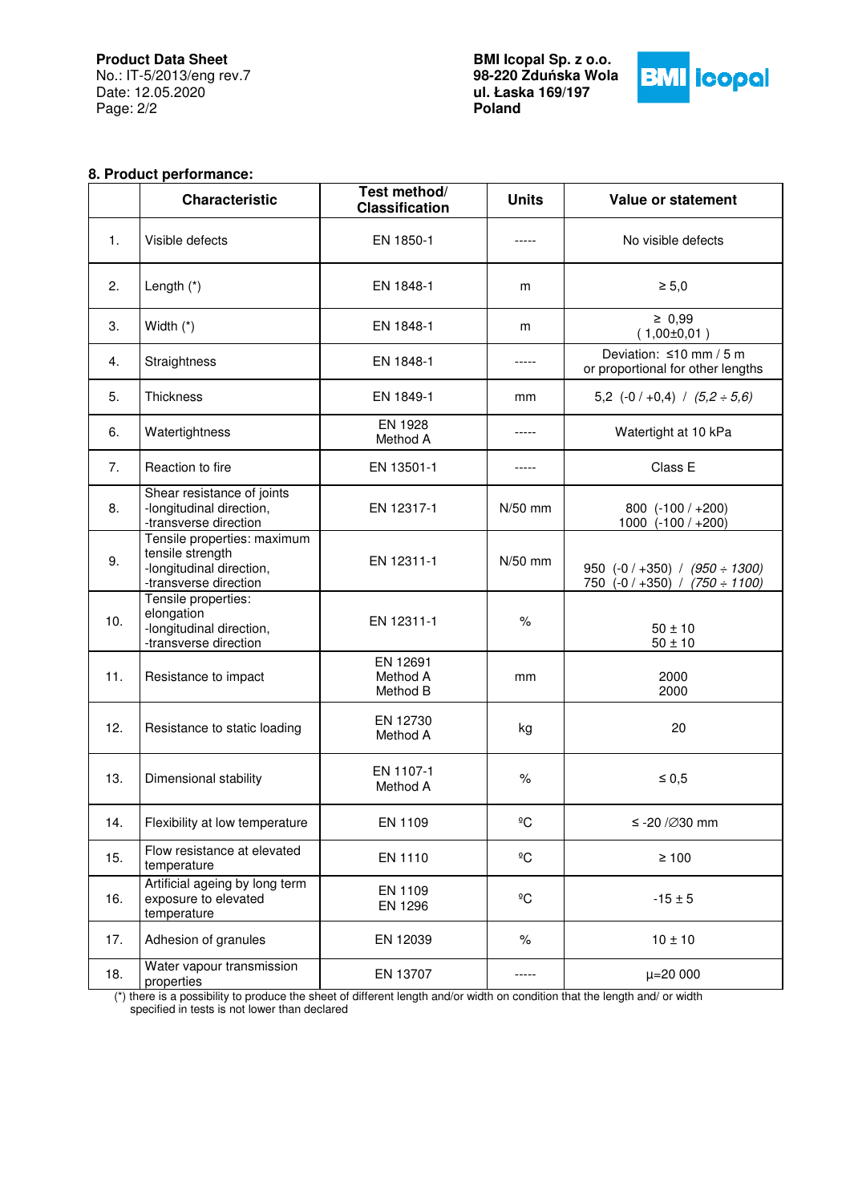## 8. Product performance:

| | Characteristic | Test method/ Classification | Units | Value or statement |
|---|---|---|---|---|
| 1. | Visible defects | EN 1850-1 | ----- | No visible defects |
| 2. | Length (*) | EN 1848-1 | m | ≥ 5,0 |
| 3. | Width (*) | EN 1848-1 | m | ≥ 0,99 ( 1,00±0,01 ) |
| 4. | Straightness | EN 1848-1 | ----- | Deviation: ≤10 mm / 5 m or proportional for other lengths |
| 5. | Thickness | EN 1849-1 | mm | 5,2 (-0 / +0,4) / *(5,2 ÷ 5,6)* |
| 6. | Watertightness | EN 1928 Method A | ----- | Watertight at 10 kPa |
| 7. | Reaction to fire | EN 13501-1 | ----- | Class E |
| 8. | Shear resistance of joints -longitudinal direction, -transverse direction | EN 12317-1 | N/50 mm | 800 (-100 / +200) 1000 (-100 / +200) |
| 9. | Tensile properties: maximum tensile strength -longitudinal direction, -transverse direction | EN 12311-1 | N/50 mm | 950 (-0 / +350) / *(950 ÷ 1300)* 750 (-0 / +350) / *(750 ÷ 1100)* |
| 10. | Tensile properties: elongation -longitudinal direction, -transverse direction | EN 12311-1 | % | 50 ± 10 50 ± 10 |
| 11. | Resistance to impact | EN 12691 Method A Method B | mm | 2000 2000 |
| 12. | Resistance to static loading | EN 12730 Method A | kg | 20 |
| 13. | Dimensional stability | EN 1107-1 Method A | % | ≤ 0,5 |
| 14. | Flexibility at low temperature | EN 1109 | ºC | ≤ -20 /∅30 mm |
| 15. | Flow resistance at elevated temperature | EN 1110 | ºC | ≥ 100 |
| 16. | Artificial ageing by long term exposure to elevated temperature | EN 1109 EN 1296 | ºC | -15 ± 5 |
| 17. | Adhesion of granules | EN 12039 | % | 10 ± 10 |
| 18. | Water vapour transmission properties | EN 13707 | ----- | μ=20 000 |

(*) there is a possibility to produce the sheet of different length and/or width on condition that the length and/ or width specified in tests is not lower than declared